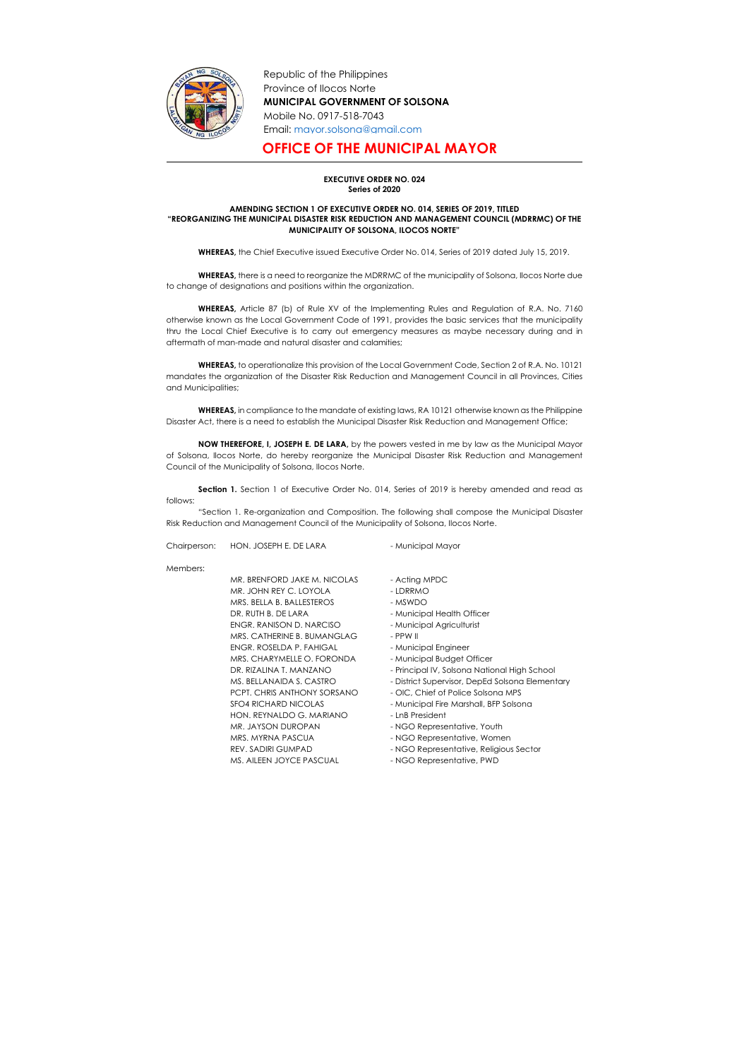Republic of the Philippines
Province of Ilocos Norte
**MUNICIPAL GOVERNMENT OF SOLSONA**
Mobile No. 0917-518-7043
Email: mayor.solsona@gmail.com

# OFFICE OF THE MUNICIPAL MAYOR

**EXECUTIVE ORDER NO. 024**
**Series of 2020**

**AMENDING SECTION 1 OF EXECUTIVE ORDER NO. 014, SERIES OF 2019, TITLED "REORGANIZING THE MUNICIPAL DISASTER RISK REDUCTION AND MANAGEMENT COUNCIL (MDRRMC) OF THE MUNICIPALITY OF SOLSONA, ILOCOS NORTE"**

**WHEREAS,** the Chief Executive issued Executive Order No. 014, Series of 2019 dated July 15, 2019.

**WHEREAS,** there is a need to reorganize the MDRRMC of the municipality of Solsona, Ilocos Norte due to change of designations and positions within the organization.

**WHEREAS,** Article 87 (b) of Rule XV of the Implementing Rules and Regulation of R.A. No. 7160 otherwise known as the Local Government Code of 1991, provides the basic services that the municipality thru the Local Chief Executive is to carry out emergency measures as maybe necessary during and in aftermath of man-made and natural disaster and calamities;

**WHEREAS,** to operationalize this provision of the Local Government Code, Section 2 of R.A. No. 10121 mandates the organization of the Disaster Risk Reduction and Management Council in all Provinces, Cities and Municipalities;

**WHEREAS,** in compliance to the mandate of existing laws, RA 10121 otherwise known as the Philippine Disaster Act, there is a need to establish the Municipal Disaster Risk Reduction and Management Office;

**NOW THEREFORE, I, JOSEPH E. DE LARA,** by the powers vested in me by law as the Municipal Mayor of Solsona, Ilocos Norte, do hereby reorganize the Municipal Disaster Risk Reduction and Management Council of the Municipality of Solsona, Ilocos Norte.

**Section 1.** Section 1 of Executive Order No. 014, Series of 2019 is hereby amended and read as follows:

"Section 1. Re-organization and Composition. The following shall compose the Municipal Disaster Risk Reduction and Management Council of the Municipality of Solsona, Ilocos Norte.

Chairperson: HON. JOSEPH E. DE LARA - Municipal Mayor

Members:

| | |
|---|---|
| MR. BRENFORD JAKE M. NICOLAS | - Acting MPDC |
| MR. JOHN REY C. LOYOLA | - LDRRMO |
| MRS. BELLA B. BALLESTEROS | - MSWDO |
| DR. RUTH B. DE LARA | - Municipal Health Officer |
| ENGR. RANISON D. NARCISO | - Municipal Agriculturist |
| MRS. CATHERINE B. BUMANGLAG | - PPW II |
| ENGR. ROSELDA P. FAHIGAL | - Municipal Engineer |
| MRS. CHARYMELLE O. FORONDA | - Municipal Budget Officer |
| DR. RIZALINA T. MANZANO | - Principal IV, Solsona National High School |
| MS. BELLANAIDA S. CASTRO | - District Supervisor, DepEd Solsona Elementary |
| PCPT. CHRIS ANTHONY SORSANO | - OIC, Chief of Police Solsona MPS |
| SFO4 RICHARD NICOLAS | - Municipal Fire Marshall, BFP Solsona |
| HON. REYNALDO G. MARIANO | - LnB President |
| MR. JAYSON DUROPAN | - NGO Representative, Youth |
| MRS. MYRNA PASCUA | - NGO Representative, Women |
| REV. SADIRI GUMPAD | - NGO Representative, Religious Sector |
| MS. AILEEN JOYCE PASCUAL | - NGO Representative, PWD |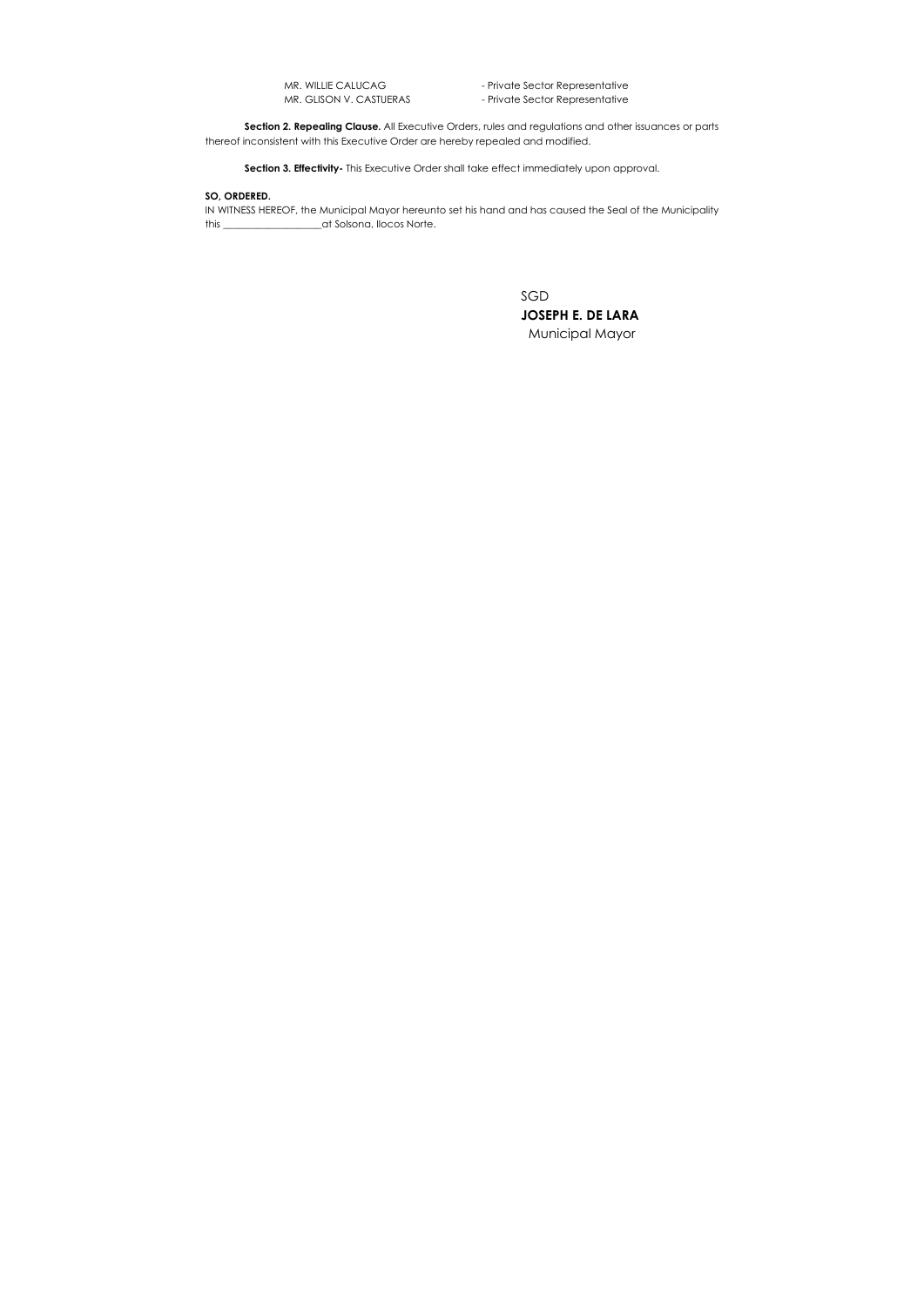MR. WILLIE CALUCAG - Private Sector Representative
MR. GLISON V. CASTUERAS - Private Sector Representative

**Section 2. Repealing Clause.** All Executive Orders, rules and regulations and other issuances or parts thereof inconsistent with this Executive Order are hereby repealed and modified.

**Section 3. Effectivity-** This Executive Order shall take effect immediately upon approval.

**SO, ORDERED.**

IN WITNESS HEREOF, the Municipal Mayor hereunto set his hand and has caused the Seal of the Municipality this ___________________at Solsona, Ilocos Norte.

SGD
**JOSEPH E. DE LARA**
Municipal Mayor